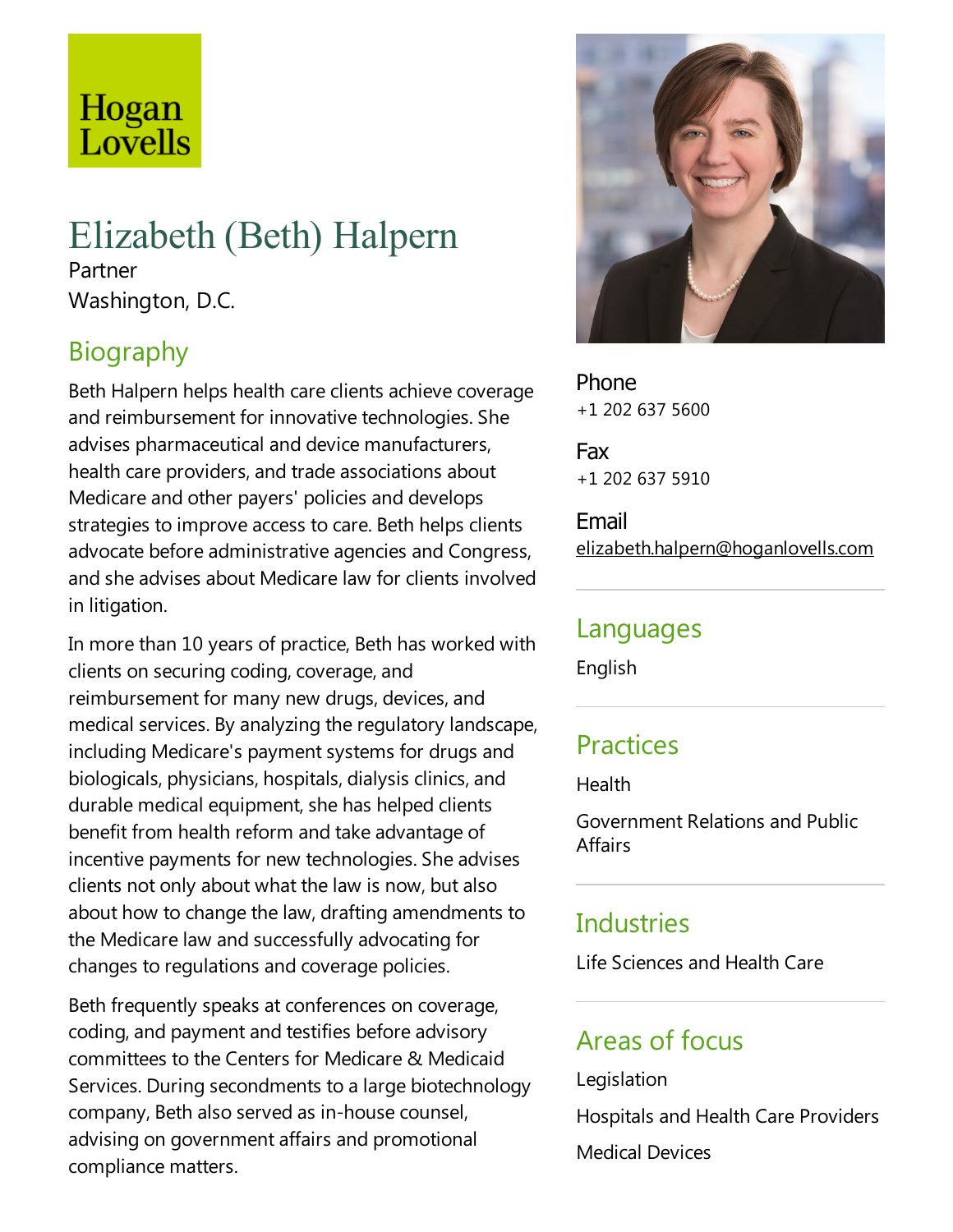Hogan Lovells

# Elizabeth (Beth) Halpern

Partner

Washington, D.C.

## Biography

Beth Halpern helps health care clients achieve coverage and reimbursement for innovative technologies. She advises pharmaceutical and device manufacturers, health care providers, and trade associations about Medicare and other payers' policies and develops strategies to improve access to care. Beth helps clients advocate before administrative agencies and Congress, and she advises about Medicare law for clients involved in litigation.

In more than 10 years of practice, Beth has worked with clients on securing coding, coverage, and reimbursement for many new drugs, devices, and medical services. By analyzing the regulatory landscape, including Medicare's payment systems for drugs and biologicals, physicians, hospitals, dialysis clinics, and durable medical equipment, she has helped clients benefit from health reform and take advantage of incentive payments for new technologies. She advises clients not only about what the law is now, but also about how to change the law, drafting amendments to the Medicare law and successfully advocating for changes to regulations and coverage policies.

Beth frequently speaks at conferences on coverage, coding, and payment and testifies before advisory committees to the Centers for Medicare & Medicaid Services. During secondments to a large biotechnology company, Beth also served as in-house counsel, advising on government affairs and promotional compliance matters.

**Phone**
+1 202 637 5600

**Fax**
+1 202 637 5910

**Email**
elizabeth.halpern@hoganlovells.com

## Languages

English

## Practices

Health

Government Relations and Public Affairs

## Industries

Life Sciences and Health Care

## Areas of focus

Legislation

Hospitals and Health Care Providers

Medical Devices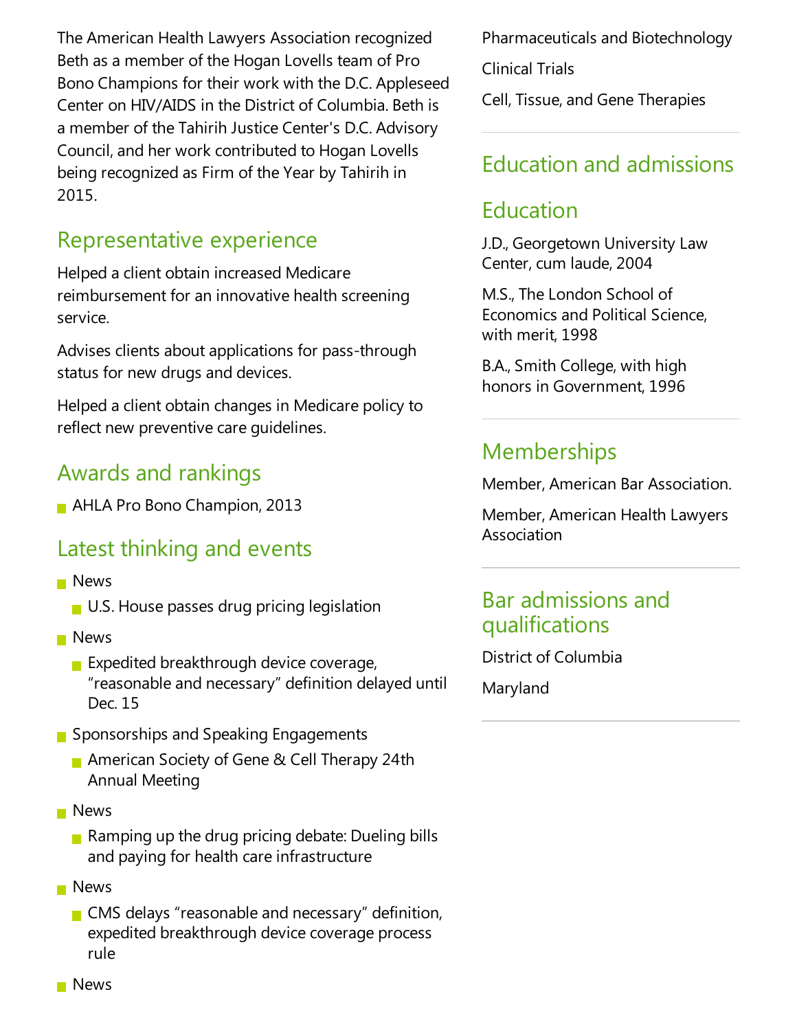The American Health Lawyers Association recognized Beth as a member of the Hogan Lovells team of Pro Bono Champions for their work with the D.C. Appleseed Center on HIV/AIDS in the District of Columbia. Beth is a member of the Tahirih Justice Center's D.C. Advisory Council, and her work contributed to Hogan Lovells being recognized as Firm of the Year by Tahirih in 2015.

## Representative experience

Helped a client obtain increased Medicare reimbursement for an innovative health screening service.

Advises clients about applications for pass-through status for new drugs and devices.

Helped a client obtain changes in Medicare policy to reflect new preventive care guidelines.

## Awards and rankings

- AHLA Pro Bono Champion, 2013

## Latest thinking and events

- News
  - U.S. House passes drug pricing legislation
- News
  - Expedited breakthrough device coverage, “reasonable and necessary” definition delayed until Dec. 15
- Sponsorships and Speaking Engagements
  - American Society of Gene & Cell Therapy 24th Annual Meeting
- News
  - Ramping up the drug pricing debate: Dueling bills and paying for health care infrastructure
- News
  - CMS delays “reasonable and necessary” definition, expedited breakthrough device coverage process rule
- News

Pharmaceuticals and Biotechnology

Clinical Trials

Cell, Tissue, and Gene Therapies

## Education and admissions

## Education

J.D., Georgetown University Law Center, cum laude, 2004

M.S., The London School of Economics and Political Science, with merit, 1998

B.A., Smith College, with high honors in Government, 1996

## Memberships

Member, American Bar Association.

Member, American Health Lawyers Association

## Bar admissions and qualifications

District of Columbia

Maryland